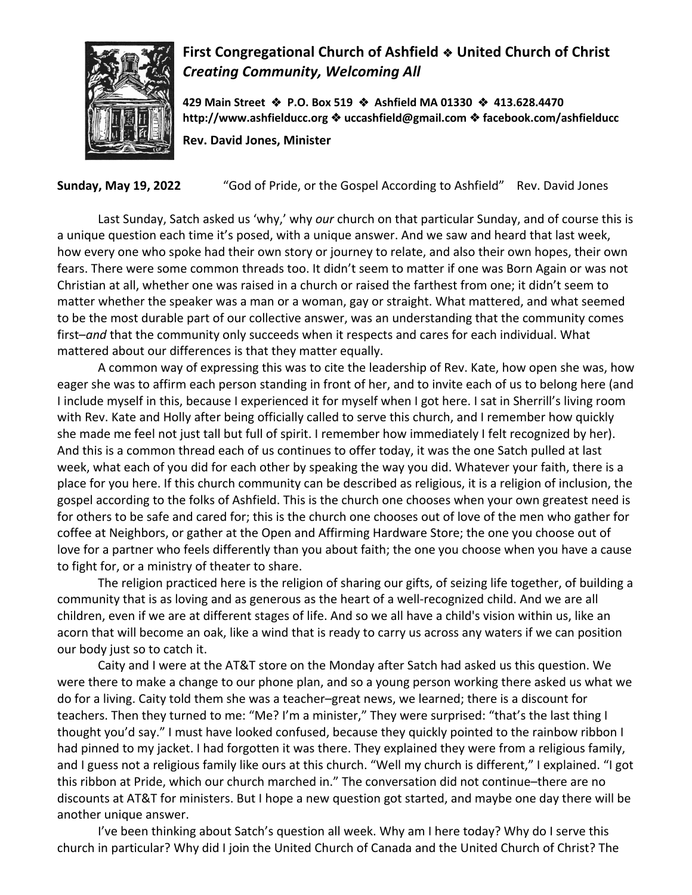**First Congregational Church of Ashfield ❖ United Church of Christ**
***Creating Community, Welcoming All***

**429 Main Street ❖ P.O. Box 519 ❖ Ashfield MA 01330 ❖ 413.628.4470**
**http://www.ashfielducc.org ❖ uccashfield@gmail.com ❖ facebook.com/ashfielducc**

**Rev. David Jones, Minister**

**Sunday, May 19, 2022** "God of Pride, or the Gospel According to Ashfield" Rev. David Jones

Last Sunday, Satch asked us 'why,' why *our* church on that particular Sunday, and of course this is a unique question each time it's posed, with a unique answer. And we saw and heard that last week, how every one who spoke had their own story or journey to relate, and also their own hopes, their own fears. There were some common threads too. It didn't seem to matter if one was Born Again or was not Christian at all, whether one was raised in a church or raised the farthest from one; it didn't seem to matter whether the speaker was a man or a woman, gay or straight. What mattered, and what seemed to be the most durable part of our collective answer, was an understanding that the community comes first–*and* that the community only succeeds when it respects and cares for each individual. What mattered about our differences is that they matter equally.

A common way of expressing this was to cite the leadership of Rev. Kate, how open she was, how eager she was to affirm each person standing in front of her, and to invite each of us to belong here (and I include myself in this, because I experienced it for myself when I got here. I sat in Sherrill's living room with Rev. Kate and Holly after being officially called to serve this church, and I remember how quickly she made me feel not just tall but full of spirit. I remember how immediately I felt recognized by her). And this is a common thread each of us continues to offer today, it was the one Satch pulled at last week, what each of you did for each other by speaking the way you did. Whatever your faith, there is a place for you here. If this church community can be described as religious, it is a religion of inclusion, the gospel according to the folks of Ashfield. This is the church one chooses when your own greatest need is for others to be safe and cared for; this is the church one chooses out of love of the men who gather for coffee at Neighbors, or gather at the Open and Affirming Hardware Store; the one you choose out of love for a partner who feels differently than you about faith; the one you choose when you have a cause to fight for, or a ministry of theater to share.

The religion practiced here is the religion of sharing our gifts, of seizing life together, of building a community that is as loving and as generous as the heart of a well-recognized child. And we are all children, even if we are at different stages of life. And so we all have a child's vision within us, like an acorn that will become an oak, like a wind that is ready to carry us across any waters if we can position our body just so to catch it.

Caity and I were at the AT&T store on the Monday after Satch had asked us this question. We were there to make a change to our phone plan, and so a young person working there asked us what we do for a living. Caity told them she was a teacher–great news, we learned; there is a discount for teachers. Then they turned to me: "Me? I'm a minister," They were surprised: "that's the last thing I thought you'd say." I must have looked confused, because they quickly pointed to the rainbow ribbon I had pinned to my jacket. I had forgotten it was there. They explained they were from a religious family, and I guess not a religious family like ours at this church. "Well my church is different," I explained. "I got this ribbon at Pride, which our church marched in." The conversation did not continue–there are no discounts at AT&T for ministers. But I hope a new question got started, and maybe one day there will be another unique answer.

I've been thinking about Satch's question all week. Why am I here today? Why do I serve this church in particular? Why did I join the United Church of Canada and the United Church of Christ? The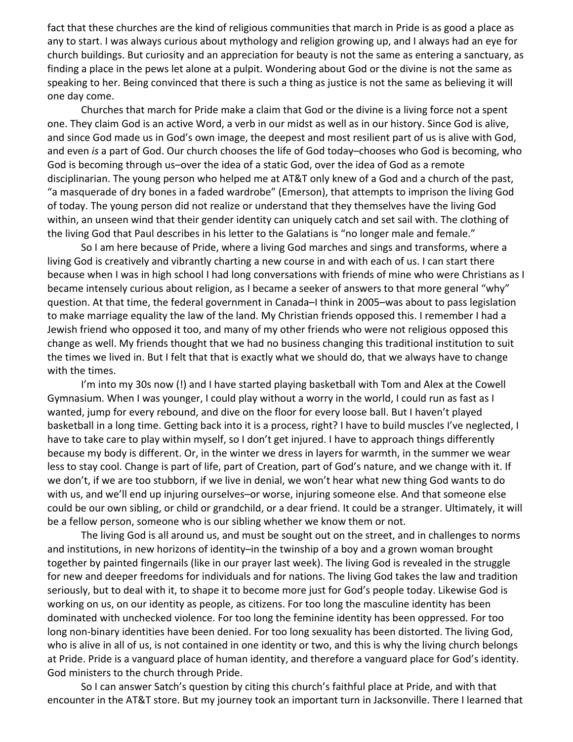fact that these churches are the kind of religious communities that march in Pride is as good a place as any to start. I was always curious about mythology and religion growing up, and I always had an eye for church buildings. But curiosity and an appreciation for beauty is not the same as entering a sanctuary, as finding a place in the pews let alone at a pulpit. Wondering about God or the divine is not the same as speaking to her. Being convinced that there is such a thing as justice is not the same as believing it will one day come.

Churches that march for Pride make a claim that God or the divine is a living force not a spent one. They claim God is an active Word, a verb in our midst as well as in our history. Since God is alive, and since God made us in God's own image, the deepest and most resilient part of us is alive with God, and even *is* a part of God. Our church chooses the life of God today–chooses who God is becoming, who God is becoming through us–over the idea of a static God, over the idea of God as a remote disciplinarian. The young person who helped me at AT&T only knew of a God and a church of the past, "a masquerade of dry bones in a faded wardrobe" (Emerson), that attempts to imprison the living God of today. The young person did not realize or understand that they themselves have the living God within, an unseen wind that their gender identity can uniquely catch and set sail with. The clothing of the living God that Paul describes in his letter to the Galatians is "no longer male and female."

So I am here because of Pride, where a living God marches and sings and transforms, where a living God is creatively and vibrantly charting a new course in and with each of us. I can start there because when I was in high school I had long conversations with friends of mine who were Christians as I became intensely curious about religion, as I became a seeker of answers to that more general "why" question. At that time, the federal government in Canada–I think in 2005–was about to pass legislation to make marriage equality the law of the land. My Christian friends opposed this. I remember I had a Jewish friend who opposed it too, and many of my other friends who were not religious opposed this change as well. My friends thought that we had no business changing this traditional institution to suit the times we lived in. But I felt that that is exactly what we should do, that we always have to change with the times.

I'm into my 30s now (!) and I have started playing basketball with Tom and Alex at the Cowell Gymnasium. When I was younger, I could play without a worry in the world, I could run as fast as I wanted, jump for every rebound, and dive on the floor for every loose ball. But I haven't played basketball in a long time. Getting back into it is a process, right? I have to build muscles I've neglected, I have to take care to play within myself, so I don't get injured. I have to approach things differently because my body is different. Or, in the winter we dress in layers for warmth, in the summer we wear less to stay cool. Change is part of life, part of Creation, part of God's nature, and we change with it. If we don't, if we are too stubborn, if we live in denial, we won't hear what new thing God wants to do with us, and we'll end up injuring ourselves–or worse, injuring someone else. And that someone else could be our own sibling, or child or grandchild, or a dear friend. It could be a stranger. Ultimately, it will be a fellow person, someone who is our sibling whether we know them or not.

The living God is all around us, and must be sought out on the street, and in challenges to norms and institutions, in new horizons of identity–in the twinship of a boy and a grown woman brought together by painted fingernails (like in our prayer last week). The living God is revealed in the struggle for new and deeper freedoms for individuals and for nations. The living God takes the law and tradition seriously, but to deal with it, to shape it to become more just for God's people today. Likewise God is working on us, on our identity as people, as citizens. For too long the masculine identity has been dominated with unchecked violence. For too long the feminine identity has been oppressed. For too long non-binary identities have been denied. For too long sexuality has been distorted. The living God, who is alive in all of us, is not contained in one identity or two, and this is why the living church belongs at Pride. Pride is a vanguard place of human identity, and therefore a vanguard place for God's identity. God ministers to the church through Pride.

So I can answer Satch's question by citing this church's faithful place at Pride, and with that encounter in the AT&T store. But my journey took an important turn in Jacksonville. There I learned that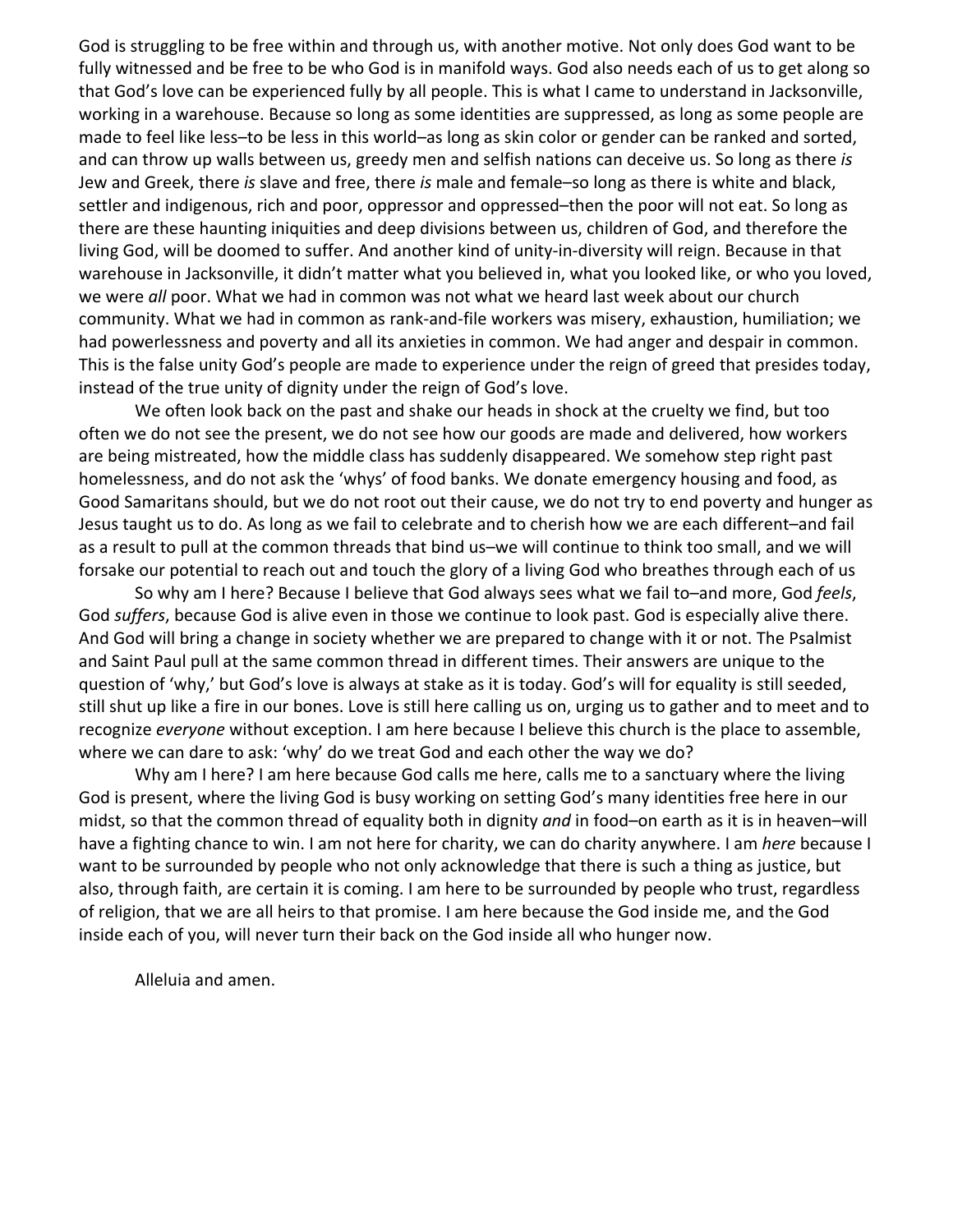God is struggling to be free within and through us, with another motive. Not only does God want to be fully witnessed and be free to be who God is in manifold ways. God also needs each of us to get along so that God's love can be experienced fully by all people. This is what I came to understand in Jacksonville, working in a warehouse. Because so long as some identities are suppressed, as long as some people are made to feel like less–to be less in this world–as long as skin color or gender can be ranked and sorted, and can throw up walls between us, greedy men and selfish nations can deceive us. So long as there *is* Jew and Greek, there *is* slave and free, there *is* male and female–so long as there is white and black, settler and indigenous, rich and poor, oppressor and oppressed–then the poor will not eat. So long as there are these haunting iniquities and deep divisions between us, children of God, and therefore the living God, will be doomed to suffer. And another kind of unity-in-diversity will reign. Because in that warehouse in Jacksonville, it didn't matter what you believed in, what you looked like, or who you loved, we were *all* poor. What we had in common was not what we heard last week about our church community. What we had in common as rank-and-file workers was misery, exhaustion, humiliation; we had powerlessness and poverty and all its anxieties in common. We had anger and despair in common. This is the false unity God's people are made to experience under the reign of greed that presides today, instead of the true unity of dignity under the reign of God's love.

We often look back on the past and shake our heads in shock at the cruelty we find, but too often we do not see the present, we do not see how our goods are made and delivered, how workers are being mistreated, how the middle class has suddenly disappeared. We somehow step right past homelessness, and do not ask the 'whys' of food banks. We donate emergency housing and food, as Good Samaritans should, but we do not root out their cause, we do not try to end poverty and hunger as Jesus taught us to do. As long as we fail to celebrate and to cherish how we are each different–and fail as a result to pull at the common threads that bind us–we will continue to think too small, and we will forsake our potential to reach out and touch the glory of a living God who breathes through each of us

So why am I here? Because I believe that God always sees what we fail to–and more, God *feels*, God *suffers*, because God is alive even in those we continue to look past. God is especially alive there. And God will bring a change in society whether we are prepared to change with it or not. The Psalmist and Saint Paul pull at the same common thread in different times. Their answers are unique to the question of 'why,' but God's love is always at stake as it is today. God's will for equality is still seeded, still shut up like a fire in our bones. Love is still here calling us on, urging us to gather and to meet and to recognize *everyone* without exception. I am here because I believe this church is the place to assemble, where we can dare to ask: 'why' do we treat God and each other the way we do?

Why am I here? I am here because God calls me here, calls me to a sanctuary where the living God is present, where the living God is busy working on setting God's many identities free here in our midst, so that the common thread of equality both in dignity *and* in food–on earth as it is in heaven–will have a fighting chance to win. I am not here for charity, we can do charity anywhere. I am *here* because I want to be surrounded by people who not only acknowledge that there is such a thing as justice, but also, through faith, are certain it is coming. I am here to be surrounded by people who trust, regardless of religion, that we are all heirs to that promise. I am here because the God inside me, and the God inside each of you, will never turn their back on the God inside all who hunger now.

Alleluia and amen.